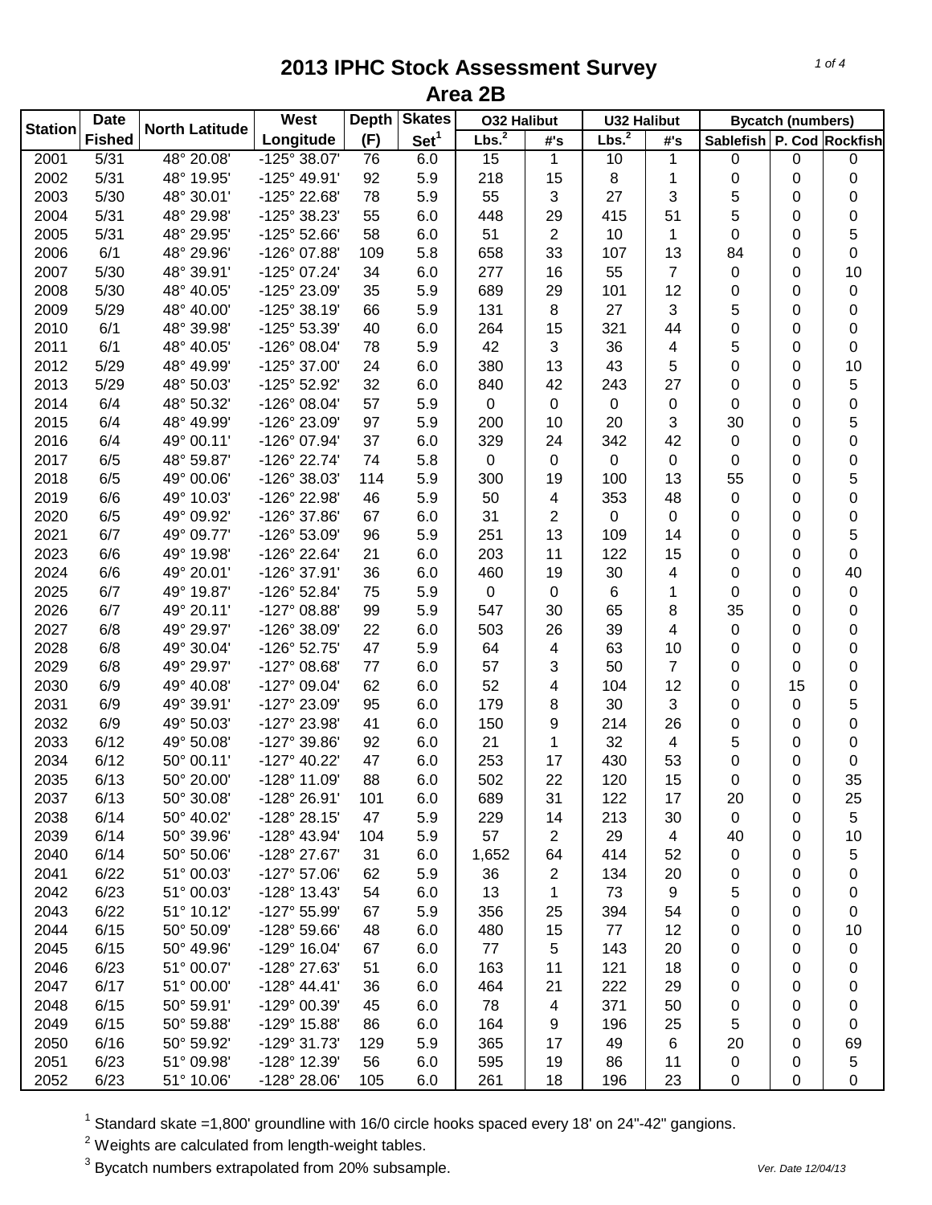# 2013 IPHC Stock Assessment Survey
## Area 2B

| Station | Date | North Latitude | West | Depth | Skates | O32 Halibut | | U32 Halibut | | Bycatch (numbers) | | |
|---|---|---|---|---|---|---|---|---|---|---|---|---|
| | Fished | | Longitude | (F) | Set[1] | Lbs.[2] | #'s | Lbs.[2] | #'s | Sablefish | P. Cod | Rockfish |
| 2001 | 5/31 | 48° 20.08' | -125° 38.07' | 76 | 6.0 | 15 | 1 | 10 | 1 | 0 | 0 | 0 |
| 2002 | 5/31 | 48° 19.95' | -125° 49.91' | 92 | 5.9 | 218 | 15 | 8 | 1 | 0 | 0 | 0 |
| 2003 | 5/30 | 48° 30.01' | -125° 22.68' | 78 | 5.9 | 55 | 3 | 27 | 3 | 5 | 0 | 0 |
| 2004 | 5/31 | 48° 29.98' | -125° 38.23' | 55 | 6.0 | 448 | 29 | 415 | 51 | 5 | 0 | 0 |
| 2005 | 5/31 | 48° 29.95' | -125° 52.66' | 58 | 6.0 | 51 | 2 | 10 | 1 | 0 | 0 | 5 |
| 2006 | 6/1 | 48° 29.96' | -126° 07.88' | 109 | 5.8 | 658 | 33 | 107 | 13 | 84 | 0 | 0 |
| 2007 | 5/30 | 48° 39.91' | -125° 07.24' | 34 | 6.0 | 277 | 16 | 55 | 7 | 0 | 0 | 10 |
| 2008 | 5/30 | 48° 40.05' | -125° 23.09' | 35 | 5.9 | 689 | 29 | 101 | 12 | 0 | 0 | 0 |
| 2009 | 5/29 | 48° 40.00' | -125° 38.19' | 66 | 5.9 | 131 | 8 | 27 | 3 | 5 | 0 | 0 |
| 2010 | 6/1 | 48° 39.98' | -125° 53.39' | 40 | 6.0 | 264 | 15 | 321 | 44 | 0 | 0 | 0 |
| 2011 | 6/1 | 48° 40.05' | -126° 08.04' | 78 | 5.9 | 42 | 3 | 36 | 4 | 5 | 0 | 0 |
| 2012 | 5/29 | 48° 49.99' | -125° 37.00' | 24 | 6.0 | 380 | 13 | 43 | 5 | 0 | 0 | 10 |
| 2013 | 5/29 | 48° 50.03' | -125° 52.92' | 32 | 6.0 | 840 | 42 | 243 | 27 | 0 | 0 | 5 |
| 2014 | 6/4 | 48° 50.32' | -126° 08.04' | 57 | 5.9 | 0 | 0 | 0 | 0 | 0 | 0 | 0 |
| 2015 | 6/4 | 48° 49.99' | -126° 23.09' | 97 | 5.9 | 200 | 10 | 20 | 3 | 30 | 0 | 5 |
| 2016 | 6/4 | 49° 00.11' | -126° 07.94' | 37 | 6.0 | 329 | 24 | 342 | 42 | 0 | 0 | 0 |
| 2017 | 6/5 | 48° 59.87' | -126° 22.74' | 74 | 5.8 | 0 | 0 | 0 | 0 | 0 | 0 | 0 |
| 2018 | 6/5 | 49° 00.06' | -126° 38.03' | 114 | 5.9 | 300 | 19 | 100 | 13 | 55 | 0 | 5 |
| 2019 | 6/6 | 49° 10.03' | -126° 22.98' | 46 | 5.9 | 50 | 4 | 353 | 48 | 0 | 0 | 0 |
| 2020 | 6/5 | 49° 09.92' | -126° 37.86' | 67 | 6.0 | 31 | 2 | 0 | 0 | 0 | 0 | 0 |
| 2021 | 6/7 | 49° 09.77' | -126° 53.09' | 96 | 5.9 | 251 | 13 | 109 | 14 | 0 | 0 | 5 |
| 2023 | 6/6 | 49° 19.98' | -126° 22.64' | 21 | 6.0 | 203 | 11 | 122 | 15 | 0 | 0 | 0 |
| 2024 | 6/6 | 49° 20.01' | -126° 37.91' | 36 | 6.0 | 460 | 19 | 30 | 4 | 0 | 0 | 40 |
| 2025 | 6/7 | 49° 19.87' | -126° 52.84' | 75 | 5.9 | 0 | 0 | 6 | 1 | 0 | 0 | 0 |
| 2026 | 6/7 | 49° 20.11' | -127° 08.88' | 99 | 5.9 | 547 | 30 | 65 | 8 | 35 | 0 | 0 |
| 2027 | 6/8 | 49° 29.97' | -126° 38.09' | 22 | 6.0 | 503 | 26 | 39 | 4 | 0 | 0 | 0 |
| 2028 | 6/8 | 49° 30.04' | -126° 52.75' | 47 | 5.9 | 64 | 4 | 63 | 10 | 0 | 0 | 0 |
| 2029 | 6/8 | 49° 29.97' | -127° 08.68' | 77 | 6.0 | 57 | 3 | 50 | 7 | 0 | 0 | 0 |
| 2030 | 6/9 | 49° 40.08' | -127° 09.04' | 62 | 6.0 | 52 | 4 | 104 | 12 | 0 | 15 | 0 |
| 2031 | 6/9 | 49° 39.91' | -127° 23.09' | 95 | 6.0 | 179 | 8 | 30 | 3 | 0 | 0 | 5 |
| 2032 | 6/9 | 49° 50.03' | -127° 23.98' | 41 | 6.0 | 150 | 9 | 214 | 26 | 0 | 0 | 0 |
| 2033 | 6/12 | 49° 50.08' | -127° 39.86' | 92 | 6.0 | 21 | 1 | 32 | 4 | 5 | 0 | 0 |
| 2034 | 6/12 | 50° 00.11' | -127° 40.22' | 47 | 6.0 | 253 | 17 | 430 | 53 | 0 | 0 | 0 |
| 2035 | 6/13 | 50° 20.00' | -128° 11.09' | 88 | 6.0 | 502 | 22 | 120 | 15 | 0 | 0 | 35 |
| 2037 | 6/13 | 50° 30.08' | -128° 26.91' | 101 | 6.0 | 689 | 31 | 122 | 17 | 20 | 0 | 25 |
| 2038 | 6/14 | 50° 40.02' | -128° 28.15' | 47 | 5.9 | 229 | 14 | 213 | 30 | 0 | 0 | 5 |
| 2039 | 6/14 | 50° 39.96' | -128° 43.94' | 104 | 5.9 | 57 | 2 | 29 | 4 | 40 | 0 | 10 |
| 2040 | 6/14 | 50° 50.06' | -128° 27.67' | 31 | 6.0 | 1,652 | 64 | 414 | 52 | 0 | 0 | 5 |
| 2041 | 6/22 | 51° 00.03' | -127° 57.06' | 62 | 5.9 | 36 | 2 | 134 | 20 | 0 | 0 | 0 |
| 2042 | 6/23 | 51° 00.03' | -128° 13.43' | 54 | 6.0 | 13 | 1 | 73 | 9 | 5 | 0 | 0 |
| 2043 | 6/22 | 51° 10.12' | -127° 55.99' | 67 | 5.9 | 356 | 25 | 394 | 54 | 0 | 0 | 0 |
| 2044 | 6/15 | 50° 50.09' | -128° 59.66' | 48 | 6.0 | 480 | 15 | 77 | 12 | 0 | 0 | 10 |
| 2045 | 6/15 | 50° 49.96' | -129° 16.04' | 67 | 6.0 | 77 | 5 | 143 | 20 | 0 | 0 | 0 |
| 2046 | 6/23 | 51° 00.07' | -128° 27.63' | 51 | 6.0 | 163 | 11 | 121 | 18 | 0 | 0 | 0 |
| 2047 | 6/17 | 51° 00.00' | -128° 44.41' | 36 | 6.0 | 464 | 21 | 222 | 29 | 0 | 0 | 0 |
| 2048 | 6/15 | 50° 59.91' | -129° 00.39' | 45 | 6.0 | 78 | 4 | 371 | 50 | 0 | 0 | 0 |
| 2049 | 6/15 | 50° 59.88' | -129° 15.88' | 86 | 6.0 | 164 | 9 | 196 | 25 | 5 | 0 | 0 |
| 2050 | 6/16 | 50° 59.92' | -129° 31.73' | 129 | 5.9 | 365 | 17 | 49 | 6 | 20 | 0 | 69 |
| 2051 | 6/23 | 51° 09.98' | -128° 12.39' | 56 | 6.0 | 595 | 19 | 86 | 11 | 0 | 0 | 5 |
| 2052 | 6/23 | 51° 10.06' | -128° 28.06' | 105 | 6.0 | 261 | 18 | 196 | 23 | 0 | 0 | 0 |

[1] Standard skate =1,800' groundline with 16/0 circle hooks spaced every 18' on 24"-42" gangions.

[2] Weights are calculated from length-weight tables.

[3] Bycatch numbers extrapolated from 20% subsample.

Ver. Date 12/04/13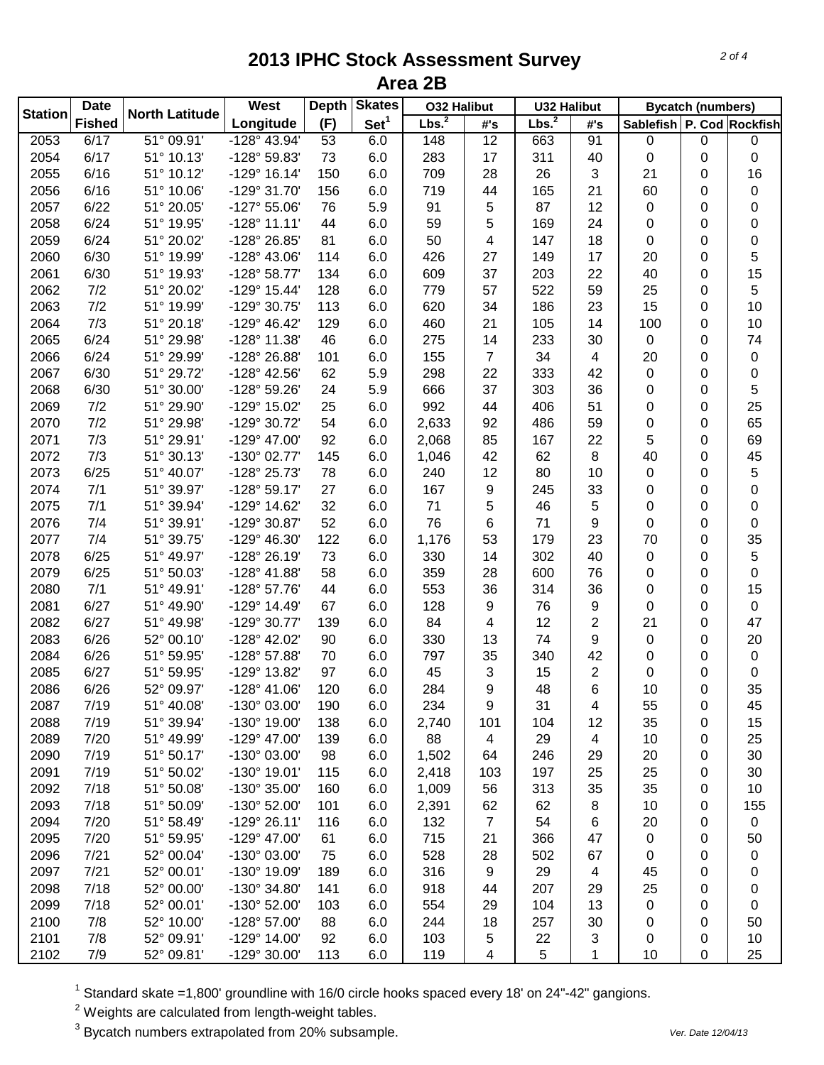# 2013 IPHC Stock Assessment Survey
## Area 2B

| Station | Date Fished | North Latitude | West Longitude | Depth (F) | Skates Set[1] | O32 Halibut Lbs.[2] | O32 Halibut #'s | U32 Halibut Lbs.[2] | U32 Halibut #'s | Bycatch (numbers) Sablefish | P. Cod | Rockfish |
|---|---|---|---|---|---|---|---|---|---|---|---|---|
| 2053 | 6/17 | 51° 09.91' | -128° 43.94' | 53 | 6.0 | 148 | 12 | 663 | 91 | 0 | 0 | 0 |
| 2054 | 6/17 | 51° 10.13' | -128° 59.83' | 73 | 6.0 | 283 | 17 | 311 | 40 | 0 | 0 | 0 |
| 2055 | 6/16 | 51° 10.12' | -129° 16.14' | 150 | 6.0 | 709 | 28 | 26 | 3 | 21 | 0 | 16 |
| 2056 | 6/16 | 51° 10.06' | -129° 31.70' | 156 | 6.0 | 719 | 44 | 165 | 21 | 60 | 0 | 0 |
| 2057 | 6/22 | 51° 20.05' | -127° 55.06' | 76 | 5.9 | 91 | 5 | 87 | 12 | 0 | 0 | 0 |
| 2058 | 6/24 | 51° 19.95' | -128° 11.11' | 44 | 6.0 | 59 | 5 | 169 | 24 | 0 | 0 | 0 |
| 2059 | 6/24 | 51° 20.02' | -128° 26.85' | 81 | 6.0 | 50 | 4 | 147 | 18 | 0 | 0 | 0 |
| 2060 | 6/30 | 51° 19.99' | -128° 43.06' | 114 | 6.0 | 426 | 27 | 149 | 17 | 20 | 0 | 5 |
| 2061 | 6/30 | 51° 19.93' | -128° 58.77' | 134 | 6.0 | 609 | 37 | 203 | 22 | 40 | 0 | 15 |
| 2062 | 7/2 | 51° 20.02' | -129° 15.44' | 128 | 6.0 | 779 | 57 | 522 | 59 | 25 | 0 | 5 |
| 2063 | 7/2 | 51° 19.99' | -129° 30.75' | 113 | 6.0 | 620 | 34 | 186 | 23 | 15 | 0 | 10 |
| 2064 | 7/3 | 51° 20.18' | -129° 46.42' | 129 | 6.0 | 460 | 21 | 105 | 14 | 100 | 0 | 10 |
| 2065 | 6/24 | 51° 29.98' | -128° 11.38' | 46 | 6.0 | 275 | 14 | 233 | 30 | 0 | 0 | 74 |
| 2066 | 6/24 | 51° 29.99' | -128° 26.88' | 101 | 6.0 | 155 | 7 | 34 | 4 | 20 | 0 | 0 |
| 2067 | 6/30 | 51° 29.72' | -128° 42.56' | 62 | 5.9 | 298 | 22 | 333 | 42 | 0 | 0 | 0 |
| 2068 | 6/30 | 51° 30.00' | -128° 59.26' | 24 | 5.9 | 666 | 37 | 303 | 36 | 0 | 0 | 5 |
| 2069 | 7/2 | 51° 29.90' | -129° 15.02' | 25 | 6.0 | 992 | 44 | 406 | 51 | 0 | 0 | 25 |
| 2070 | 7/2 | 51° 29.98' | -129° 30.72' | 54 | 6.0 | 2,633 | 92 | 486 | 59 | 0 | 0 | 65 |
| 2071 | 7/3 | 51° 29.91' | -129° 47.00' | 92 | 6.0 | 2,068 | 85 | 167 | 22 | 5 | 0 | 69 |
| 2072 | 7/3 | 51° 30.13' | -130° 02.77' | 145 | 6.0 | 1,046 | 42 | 62 | 8 | 40 | 0 | 45 |
| 2073 | 6/25 | 51° 40.07' | -128° 25.73' | 78 | 6.0 | 240 | 12 | 80 | 10 | 0 | 0 | 5 |
| 2074 | 7/1 | 51° 39.97' | -128° 59.17' | 27 | 6.0 | 167 | 9 | 245 | 33 | 0 | 0 | 0 |
| 2075 | 7/1 | 51° 39.94' | -129° 14.62' | 32 | 6.0 | 71 | 5 | 46 | 5 | 0 | 0 | 0 |
| 2076 | 7/4 | 51° 39.91' | -129° 30.87' | 52 | 6.0 | 76 | 6 | 71 | 9 | 0 | 0 | 0 |
| 2077 | 7/4 | 51° 39.75' | -129° 46.30' | 122 | 6.0 | 1,176 | 53 | 179 | 23 | 70 | 0 | 35 |
| 2078 | 6/25 | 51° 49.97' | -128° 26.19' | 73 | 6.0 | 330 | 14 | 302 | 40 | 0 | 0 | 5 |
| 2079 | 6/25 | 51° 50.03' | -128° 41.88' | 58 | 6.0 | 359 | 28 | 600 | 76 | 0 | 0 | 0 |
| 2080 | 7/1 | 51° 49.91' | -128° 57.76' | 44 | 6.0 | 553 | 36 | 314 | 36 | 0 | 0 | 15 |
| 2081 | 6/27 | 51° 49.90' | -129° 14.49' | 67 | 6.0 | 128 | 9 | 76 | 9 | 0 | 0 | 0 |
| 2082 | 6/27 | 51° 49.98' | -129° 30.77' | 139 | 6.0 | 84 | 4 | 12 | 2 | 21 | 0 | 47 |
| 2083 | 6/26 | 52° 00.10' | -128° 42.02' | 90 | 6.0 | 330 | 13 | 74 | 9 | 0 | 0 | 20 |
| 2084 | 6/26 | 51° 59.95' | -128° 57.88' | 70 | 6.0 | 797 | 35 | 340 | 42 | 0 | 0 | 0 |
| 2085 | 6/27 | 51° 59.95' | -129° 13.82' | 97 | 6.0 | 45 | 3 | 15 | 2 | 0 | 0 | 0 |
| 2086 | 6/26 | 52° 09.97' | -128° 41.06' | 120 | 6.0 | 284 | 9 | 48 | 6 | 10 | 0 | 35 |
| 2087 | 7/19 | 51° 40.08' | -130° 03.00' | 190 | 6.0 | 234 | 9 | 31 | 4 | 55 | 0 | 45 |
| 2088 | 7/19 | 51° 39.94' | -130° 19.00' | 138 | 6.0 | 2,740 | 101 | 104 | 12 | 35 | 0 | 15 |
| 2089 | 7/20 | 51° 49.99' | -129° 47.00' | 139 | 6.0 | 88 | 4 | 29 | 4 | 10 | 0 | 25 |
| 2090 | 7/19 | 51° 50.17' | -130° 03.00' | 98 | 6.0 | 1,502 | 64 | 246 | 29 | 20 | 0 | 30 |
| 2091 | 7/19 | 51° 50.02' | -130° 19.01' | 115 | 6.0 | 2,418 | 103 | 197 | 25 | 25 | 0 | 30 |
| 2092 | 7/18 | 51° 50.08' | -130° 35.00' | 160 | 6.0 | 1,009 | 56 | 313 | 35 | 35 | 0 | 10 |
| 2093 | 7/18 | 51° 50.09' | -130° 52.00' | 101 | 6.0 | 2,391 | 62 | 62 | 8 | 10 | 0 | 155 |
| 2094 | 7/20 | 51° 58.49' | -129° 26.11' | 116 | 6.0 | 132 | 7 | 54 | 6 | 20 | 0 | 0 |
| 2095 | 7/20 | 51° 59.95' | -129° 47.00' | 61 | 6.0 | 715 | 21 | 366 | 47 | 0 | 0 | 50 |
| 2096 | 7/21 | 52° 00.04' | -130° 03.00' | 75 | 6.0 | 528 | 28 | 502 | 67 | 0 | 0 | 0 |
| 2097 | 7/21 | 52° 00.01' | -130° 19.09' | 189 | 6.0 | 316 | 9 | 29 | 4 | 45 | 0 | 0 |
| 2098 | 7/18 | 52° 00.00' | -130° 34.80' | 141 | 6.0 | 918 | 44 | 207 | 29 | 25 | 0 | 0 |
| 2099 | 7/18 | 52° 00.01' | -130° 52.00' | 103 | 6.0 | 554 | 29 | 104 | 13 | 0 | 0 | 0 |
| 2100 | 7/8 | 52° 10.00' | -128° 57.00' | 88 | 6.0 | 244 | 18 | 257 | 30 | 0 | 0 | 50 |
| 2101 | 7/8 | 52° 09.91' | -129° 14.00' | 92 | 6.0 | 103 | 5 | 22 | 3 | 0 | 0 | 10 |
| 2102 | 7/9 | 52° 09.81' | -129° 30.00' | 113 | 6.0 | 119 | 4 | 5 | 1 | 10 | 0 | 25 |

[1] Standard skate =1,800' groundline with 16/0 circle hooks spaced every 18' on 24"-42" gangions.

[2] Weights are calculated from length-weight tables.

[3] Bycatch numbers extrapolated from 20% subsample.

*Ver. Date 12/04/13*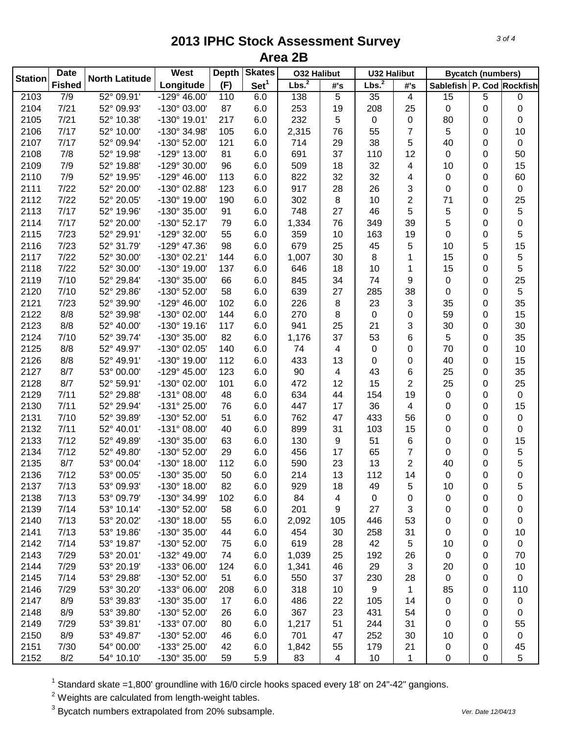# 2013 IPHC Stock Assessment Survey

## Area 2B

| Station | Date Fished | North Latitude | West Longitude | Depth (F) | Skates Set[1] | O32 Halibut | | U32 Halibut | | Bycatch (numbers) | | |
|---|---|---|---|---|---|---|---|---|---|---|---|---|
| | | | | | | Lbs.[2] | #'s | Lbs.[2] | #'s | Sablefish | P. Cod | Rockfish |
| 2103 | 7/9 | 52° 09.91' | -129° 46.00' | 110 | 6.0 | 138 | 5 | 35 | 4 | 15 | 5 | 0 |
| 2104 | 7/21 | 52° 09.93' | -130° 03.00' | 87 | 6.0 | 253 | 19 | 208 | 25 | 0 | 0 | 0 |
| 2105 | 7/21 | 52° 10.38' | -130° 19.01' | 217 | 6.0 | 232 | 5 | 0 | 0 | 80 | 0 | 0 |
| 2106 | 7/17 | 52° 10.00' | -130° 34.98' | 105 | 6.0 | 2,315 | 76 | 55 | 7 | 5 | 0 | 10 |
| 2107 | 7/17 | 52° 09.94' | -130° 52.00' | 121 | 6.0 | 714 | 29 | 38 | 5 | 40 | 0 | 0 |
| 2108 | 7/8 | 52° 19.98' | -129° 13.00' | 81 | 6.0 | 691 | 37 | 110 | 12 | 0 | 0 | 50 |
| 2109 | 7/9 | 52° 19.88' | -129° 30.00' | 96 | 6.0 | 509 | 18 | 32 | 4 | 10 | 0 | 15 |
| 2110 | 7/9 | 52° 19.95' | -129° 46.00' | 113 | 6.0 | 822 | 32 | 32 | 4 | 0 | 0 | 60 |
| 2111 | 7/22 | 52° 20.00' | -130° 02.88' | 123 | 6.0 | 917 | 28 | 26 | 3 | 0 | 0 | 0 |
| 2112 | 7/22 | 52° 20.05' | -130° 19.00' | 190 | 6.0 | 302 | 8 | 10 | 2 | 71 | 0 | 25 |
| 2113 | 7/17 | 52° 19.96' | -130° 35.00' | 91 | 6.0 | 748 | 27 | 46 | 5 | 5 | 0 | 5 |
| 2114 | 7/17 | 52° 20.00' | -130° 52.17' | 79 | 6.0 | 1,334 | 76 | 349 | 39 | 5 | 0 | 0 |
| 2115 | 7/23 | 52° 29.91' | -129° 32.00' | 55 | 6.0 | 359 | 10 | 163 | 19 | 0 | 0 | 5 |
| 2116 | 7/23 | 52° 31.79' | -129° 47.36' | 98 | 6.0 | 679 | 25 | 45 | 5 | 10 | 5 | 15 |
| 2117 | 7/22 | 52° 30.00' | -130° 02.21' | 144 | 6.0 | 1,007 | 30 | 8 | 1 | 15 | 0 | 5 |
| 2118 | 7/22 | 52° 30.00' | -130° 19.00' | 137 | 6.0 | 646 | 18 | 10 | 1 | 15 | 0 | 5 |
| 2119 | 7/10 | 52° 29.84' | -130° 35.00' | 66 | 6.0 | 845 | 34 | 74 | 9 | 0 | 0 | 25 |
| 2120 | 7/10 | 52° 29.86' | -130° 52.00' | 58 | 6.0 | 639 | 27 | 285 | 38 | 0 | 0 | 5 |
| 2121 | 7/23 | 52° 39.90' | -129° 46.00' | 102 | 6.0 | 226 | 8 | 23 | 3 | 35 | 0 | 35 |
| 2122 | 8/8 | 52° 39.98' | -130° 02.00' | 144 | 6.0 | 270 | 8 | 0 | 0 | 59 | 0 | 15 |
| 2123 | 8/8 | 52° 40.00' | -130° 19.16' | 117 | 6.0 | 941 | 25 | 21 | 3 | 30 | 0 | 30 |
| 2124 | 7/10 | 52° 39.74' | -130° 35.00' | 82 | 6.0 | 1,176 | 37 | 53 | 6 | 5 | 0 | 35 |
| 2125 | 8/8 | 52° 49.97' | -130° 02.05' | 140 | 6.0 | 74 | 4 | 0 | 0 | 70 | 0 | 10 |
| 2126 | 8/8 | 52° 49.91' | -130° 19.00' | 112 | 6.0 | 433 | 13 | 0 | 0 | 40 | 0 | 15 |
| 2127 | 8/7 | 53° 00.00' | -129° 45.00' | 123 | 6.0 | 90 | 4 | 43 | 6 | 25 | 0 | 35 |
| 2128 | 8/7 | 52° 59.91' | -130° 02.00' | 101 | 6.0 | 472 | 12 | 15 | 2 | 25 | 0 | 25 |
| 2129 | 7/11 | 52° 29.88' | -131° 08.00' | 48 | 6.0 | 634 | 44 | 154 | 19 | 0 | 0 | 0 |
| 2130 | 7/11 | 52° 29.94' | -131° 25.00' | 76 | 6.0 | 447 | 17 | 36 | 4 | 0 | 0 | 15 |
| 2131 | 7/10 | 52° 39.89' | -130° 52.00' | 51 | 6.0 | 762 | 47 | 433 | 56 | 0 | 0 | 0 |
| 2132 | 7/11 | 52° 40.01' | -131° 08.00' | 40 | 6.0 | 899 | 31 | 103 | 15 | 0 | 0 | 0 |
| 2133 | 7/12 | 52° 49.89' | -130° 35.00' | 63 | 6.0 | 130 | 9 | 51 | 6 | 0 | 0 | 15 |
| 2134 | 7/12 | 52° 49.80' | -130° 52.00' | 29 | 6.0 | 456 | 17 | 65 | 7 | 0 | 0 | 5 |
| 2135 | 8/7 | 53° 00.04' | -130° 18.00' | 112 | 6.0 | 590 | 23 | 13 | 2 | 40 | 0 | 5 |
| 2136 | 7/12 | 53° 00.05' | -130° 35.00' | 50 | 6.0 | 214 | 13 | 112 | 14 | 0 | 0 | 0 |
| 2137 | 7/13 | 53° 09.93' | -130° 18.00' | 82 | 6.0 | 929 | 18 | 49 | 5 | 10 | 0 | 5 |
| 2138 | 7/13 | 53° 09.79' | -130° 34.99' | 102 | 6.0 | 84 | 4 | 0 | 0 | 0 | 0 | 0 |
| 2139 | 7/14 | 53° 10.14' | -130° 52.00' | 58 | 6.0 | 201 | 9 | 27 | 3 | 0 | 0 | 0 |
| 2140 | 7/13 | 53° 20.02' | -130° 18.00' | 55 | 6.0 | 2,092 | 105 | 446 | 53 | 0 | 0 | 0 |
| 2141 | 7/13 | 53° 19.86' | -130° 35.00' | 44 | 6.0 | 454 | 30 | 258 | 31 | 0 | 0 | 10 |
| 2142 | 7/14 | 53° 19.87' | -130° 52.00' | 75 | 6.0 | 619 | 28 | 42 | 5 | 10 | 0 | 0 |
| 2143 | 7/29 | 53° 20.01' | -132° 49.00' | 74 | 6.0 | 1,039 | 25 | 192 | 26 | 0 | 0 | 70 |
| 2144 | 7/29 | 53° 20.19' | -133° 06.00' | 124 | 6.0 | 1,341 | 46 | 29 | 3 | 20 | 0 | 10 |
| 2145 | 7/14 | 53° 29.88' | -130° 52.00' | 51 | 6.0 | 550 | 37 | 230 | 28 | 0 | 0 | 0 |
| 2146 | 7/29 | 53° 30.20' | -133° 06.00' | 208 | 6.0 | 318 | 10 | 9 | 1 | 85 | 0 | 110 |
| 2147 | 8/9 | 53° 39.83' | -130° 35.00' | 17 | 6.0 | 486 | 22 | 105 | 14 | 0 | 0 | 0 |
| 2148 | 8/9 | 53° 39.80' | -130° 52.00' | 26 | 6.0 | 367 | 23 | 431 | 54 | 0 | 0 | 0 |
| 2149 | 7/29 | 53° 39.81' | -133° 07.00' | 80 | 6.0 | 1,217 | 51 | 244 | 31 | 0 | 0 | 55 |
| 2150 | 8/9 | 53° 49.87' | -130° 52.00' | 46 | 6.0 | 701 | 47 | 252 | 30 | 10 | 0 | 0 |
| 2151 | 7/30 | 54° 00.00' | -133° 25.00' | 42 | 6.0 | 1,842 | 55 | 179 | 21 | 0 | 0 | 45 |
| 2152 | 8/2 | 54° 10.10' | -130° 35.00' | 59 | 5.9 | 83 | 4 | 10 | 1 | 0 | 0 | 5 |

[1] Standard skate =1,800' groundline with 16/0 circle hooks spaced every 18' on 24"-42" gangions.

[2] Weights are calculated from length-weight tables.

[3] Bycatch numbers extrapolated from 20% subsample.

*Ver. Date 12/04/13*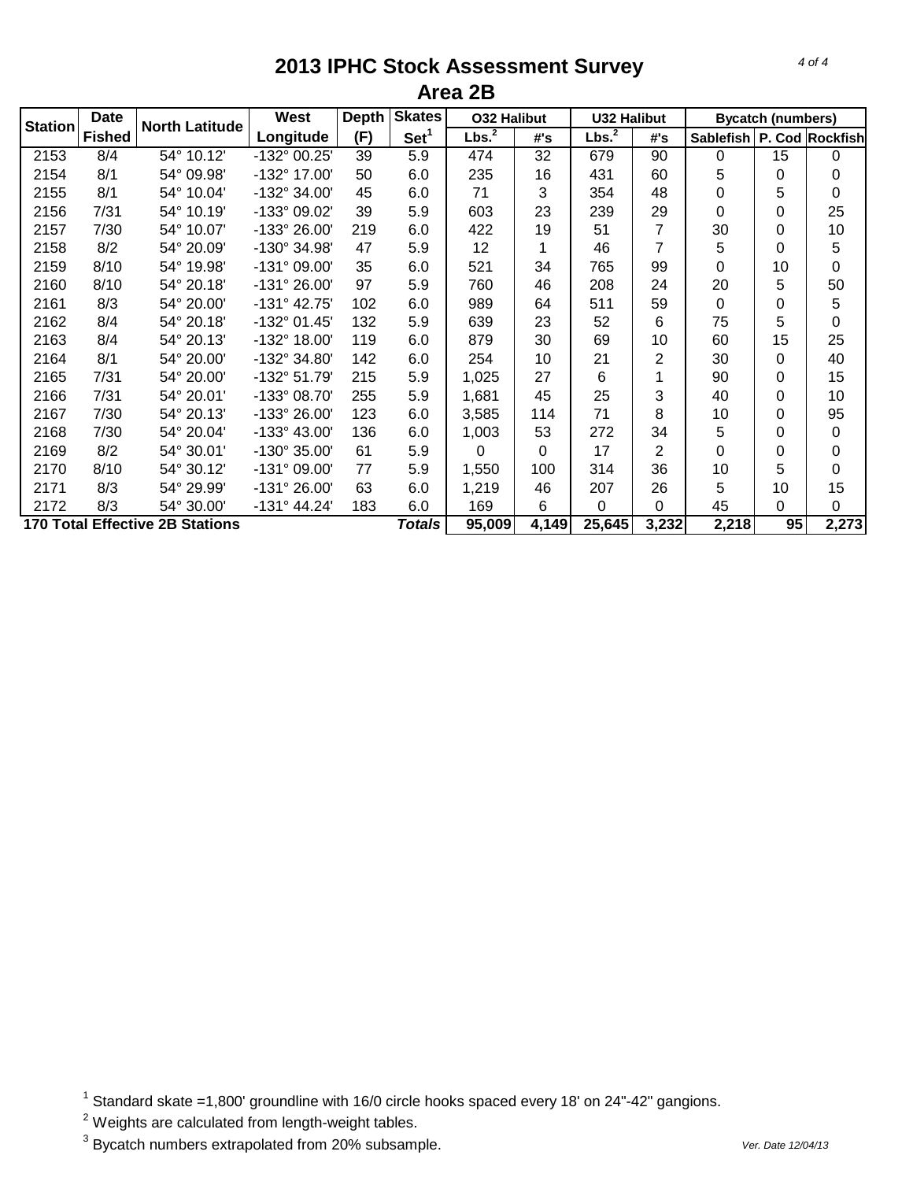# 2013 IPHC Stock Assessment Survey

## Area 2B

| Station | Date Fished | North Latitude | West Longitude | Depth (F) | Skates Set[1] | O32 Halibut | | U32 Halibut | | Bycatch (numbers) | | |
|---|---|---|---|---|---|---|---|---|---|---|---|---|
| | | | | | | Lbs.[2] | #'s | Lbs.[2] | #'s | Sablefish | P. Cod | Rockfish |
| 2153 | 8/4 | 54° 10.12' | -132° 00.25' | 39 | 5.9 | 474 | 32 | 679 | 90 | 0 | 15 | 0 |
| 2154 | 8/1 | 54° 09.98' | -132° 17.00' | 50 | 6.0 | 235 | 16 | 431 | 60 | 5 | 0 | 0 |
| 2155 | 8/1 | 54° 10.04' | -132° 34.00' | 45 | 6.0 | 71 | 3 | 354 | 48 | 0 | 5 | 0 |
| 2156 | 7/31 | 54° 10.19' | -133° 09.02' | 39 | 5.9 | 603 | 23 | 239 | 29 | 0 | 0 | 25 |
| 2157 | 7/30 | 54° 10.07' | -133° 26.00' | 219 | 6.0 | 422 | 19 | 51 | 7 | 30 | 0 | 10 |
| 2158 | 8/2 | 54° 20.09' | -130° 34.98' | 47 | 5.9 | 12 | 1 | 46 | 7 | 5 | 0 | 5 |
| 2159 | 8/10 | 54° 19.98' | -131° 09.00' | 35 | 6.0 | 521 | 34 | 765 | 99 | 0 | 10 | 0 |
| 2160 | 8/10 | 54° 20.18' | -131° 26.00' | 97 | 5.9 | 760 | 46 | 208 | 24 | 20 | 5 | 50 |
| 2161 | 8/3 | 54° 20.00' | -131° 42.75' | 102 | 6.0 | 989 | 64 | 511 | 59 | 0 | 0 | 5 |
| 2162 | 8/4 | 54° 20.18' | -132° 01.45' | 132 | 5.9 | 639 | 23 | 52 | 6 | 75 | 5 | 0 |
| 2163 | 8/4 | 54° 20.13' | -132° 18.00' | 119 | 6.0 | 879 | 30 | 69 | 10 | 60 | 15 | 25 |
| 2164 | 8/1 | 54° 20.00' | -132° 34.80' | 142 | 6.0 | 254 | 10 | 21 | 2 | 30 | 0 | 40 |
| 2165 | 7/31 | 54° 20.00' | -132° 51.79' | 215 | 5.9 | 1,025 | 27 | 6 | 1 | 90 | 0 | 15 |
| 2166 | 7/31 | 54° 20.01' | -133° 08.70' | 255 | 5.9 | 1,681 | 45 | 25 | 3 | 40 | 0 | 10 |
| 2167 | 7/30 | 54° 20.13' | -133° 26.00' | 123 | 6.0 | 3,585 | 114 | 71 | 8 | 10 | 0 | 95 |
| 2168 | 7/30 | 54° 20.04' | -133° 43.00' | 136 | 6.0 | 1,003 | 53 | 272 | 34 | 5 | 0 | 0 |
| 2169 | 8/2 | 54° 30.01' | -130° 35.00' | 61 | 5.9 | 0 | 0 | 17 | 2 | 0 | 0 | 0 |
| 2170 | 8/10 | 54° 30.12' | -131° 09.00' | 77 | 5.9 | 1,550 | 100 | 314 | 36 | 10 | 5 | 0 |
| 2171 | 8/3 | 54° 29.99' | -131° 26.00' | 63 | 6.0 | 1,219 | 46 | 207 | 26 | 5 | 10 | 15 |
| 2172 | 8/3 | 54° 30.00' | -131° 44.24' | 183 | 6.0 | 169 | 6 | 0 | 0 | 45 | 0 | 0 |
| **170 Total Effective 2B Stations** | | | | | ***Totals*** | **95,009** | **4,149** | **25,645** | **3,232** | **2,218** | **95** | **2,273** |

[1] Standard skate =1,800' groundline with 16/0 circle hooks spaced every 18' on 24"-42" gangions.

[2] Weights are calculated from length-weight tables.

[3] Bycatch numbers extrapolated from 20% subsample.

*Ver. Date 12/04/13*